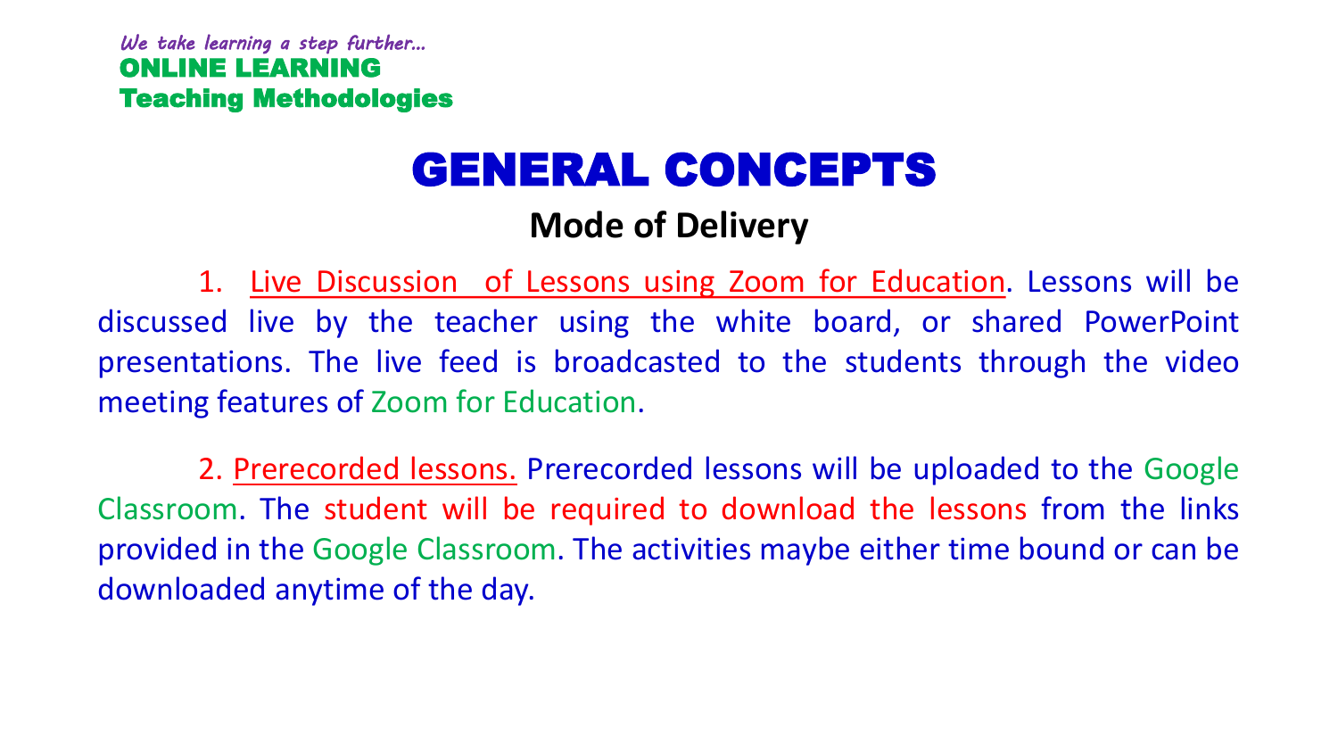*We take learning a step further...*

**ONLINE LEARNING**
**Teaching Methodologies**

# GENERAL CONCEPTS

## Mode of Delivery

1. Live Discussion of Lessons using Zoom for Education. Lessons will be discussed live by the teacher using the white board, or shared PowerPoint presentations. The live feed is broadcasted to the students through the video meeting features of Zoom for Education.

2. Prerecorded lessons. Prerecorded lessons will be uploaded to the Google Classroom. The student will be required to download the lessons from the links provided in the Google Classroom. The activities maybe either time bound or can be downloaded anytime of the day.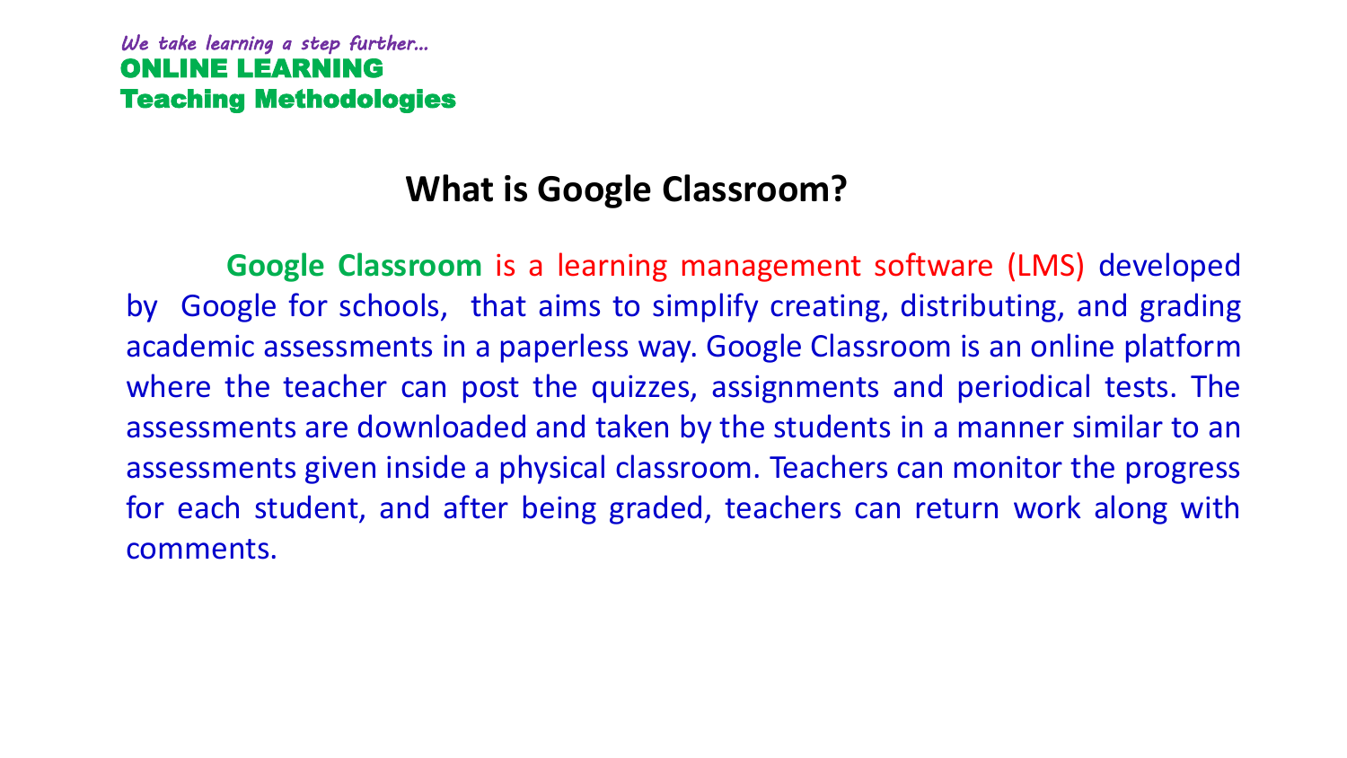## What is Google Classroom?

**Google Classroom** is a learning management software (LMS) developed by Google for schools, that aims to simplify creating, distributing, and grading academic assessments in a paperless way. Google Classroom is an online platform where the teacher can post the quizzes, assignments and periodical tests. The assessments are downloaded and taken by the students in a manner similar to an assessments given inside a physical classroom. Teachers can monitor the progress for each student, and after being graded, teachers can return work along with comments.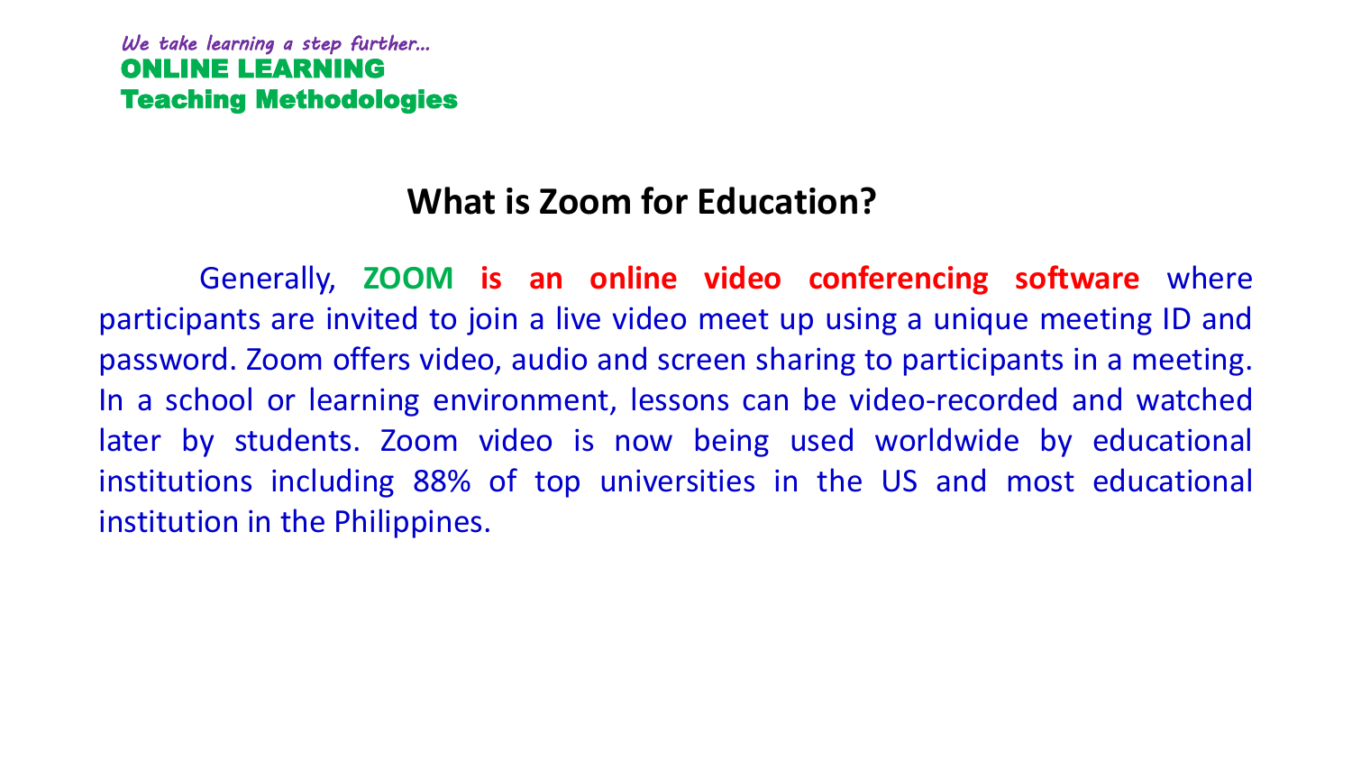## What is Zoom for Education?

Generally, **ZOOM** **is an online video conferencing software** where participants are invited to join a live video meet up using a unique meeting ID and password. Zoom offers video, audio and screen sharing to participants in a meeting. In a school or learning environment, lessons can be video-recorded and watched later by students. Zoom video is now being used worldwide by educational institutions including 88% of top universities in the US and most educational institution in the Philippines.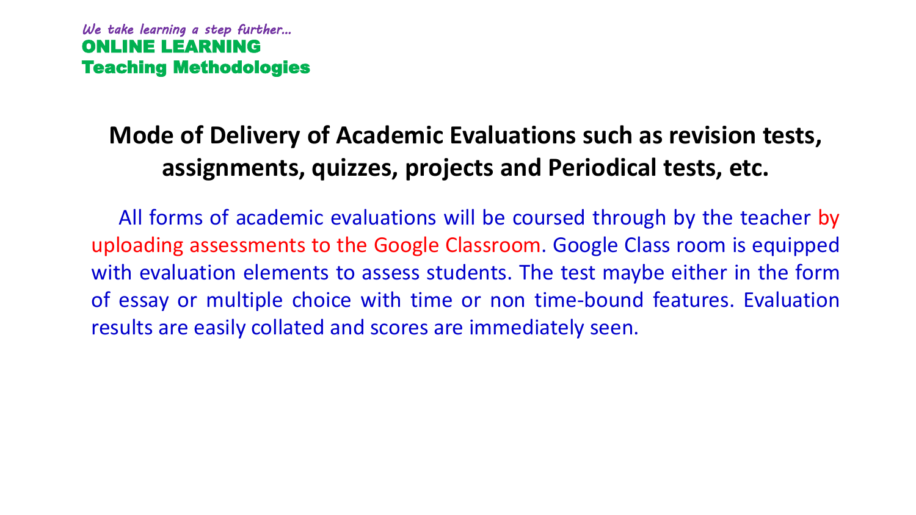*We take learning a step further...*

**ONLINE LEARNING**

**Teaching Methodologies**

## Mode of Delivery of Academic Evaluations such as revision tests, assignments, quizzes, projects and Periodical tests, etc.

All forms of academic evaluations will be coursed through by the teacher by uploading assessments to the Google Classroom. Google Class room is equipped with evaluation elements to assess students. The test maybe either in the form of essay or multiple choice with time or non time-bound features. Evaluation results are easily collated and scores are immediately seen.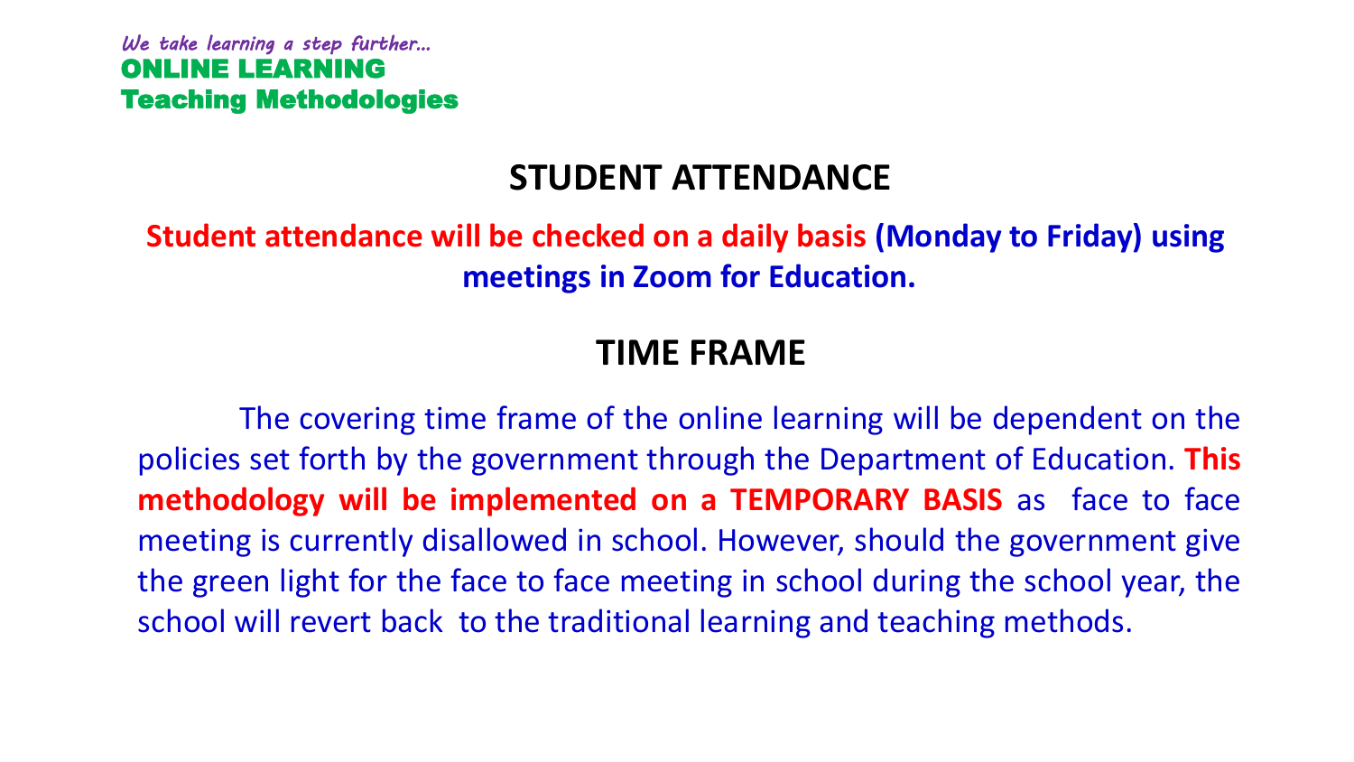*We take learning a step further...*
**ONLINE LEARNING**
**Teaching Methodologies**

## STUDENT ATTENDANCE

**Student attendance will be checked on a daily basis (Monday to Friday) using meetings in Zoom for Education.**

## TIME FRAME

The covering time frame of the online learning will be dependent on the policies set forth by the government through the Department of Education. **This methodology will be implemented on a TEMPORARY BASIS** as face to face meeting is currently disallowed in school. However, should the government give the green light for the face to face meeting in school during the school year, the school will revert back to the traditional learning and teaching methods.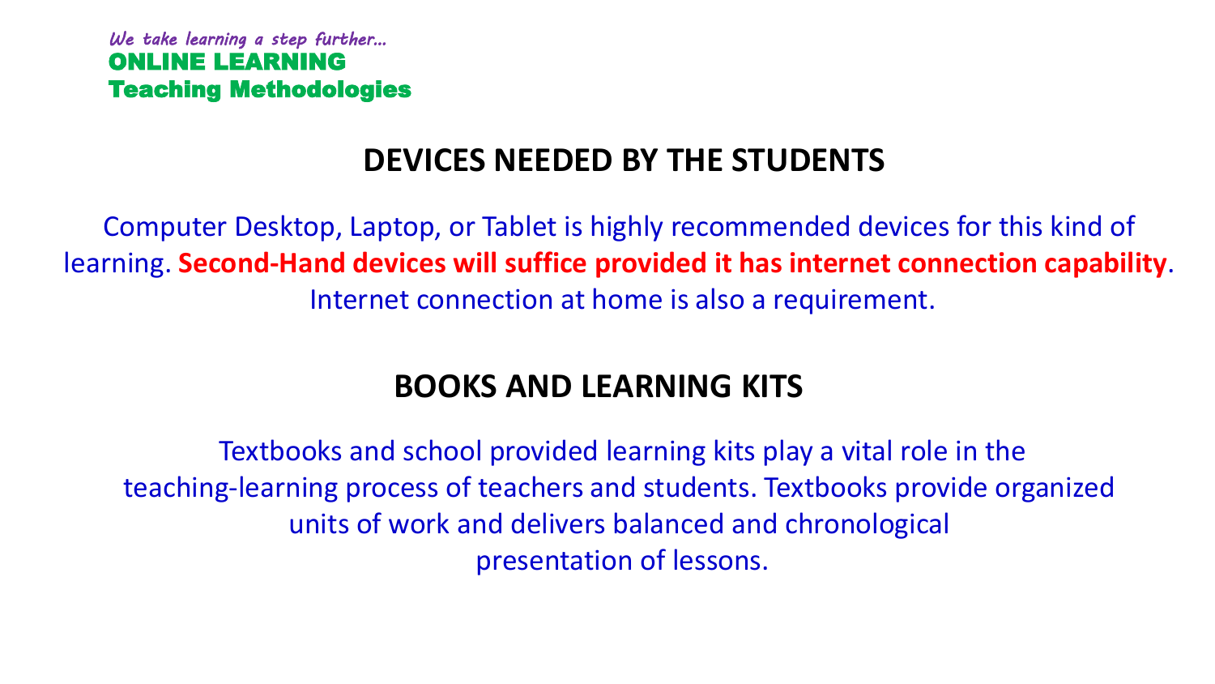*We take learning a step further...*

**ONLINE LEARNING**
**Teaching Methodologies**

## DEVICES NEEDED BY THE STUDENTS

Computer Desktop, Laptop, or Tablet is highly recommended devices for this kind of learning. **Second-Hand devices will suffice provided it has internet connection capability**. Internet connection at home is also a requirement.

## BOOKS AND LEARNING KITS

Textbooks and school provided learning kits play a vital role in the teaching-learning process of teachers and students. Textbooks provide organized units of work and delivers balanced and chronological presentation of lessons.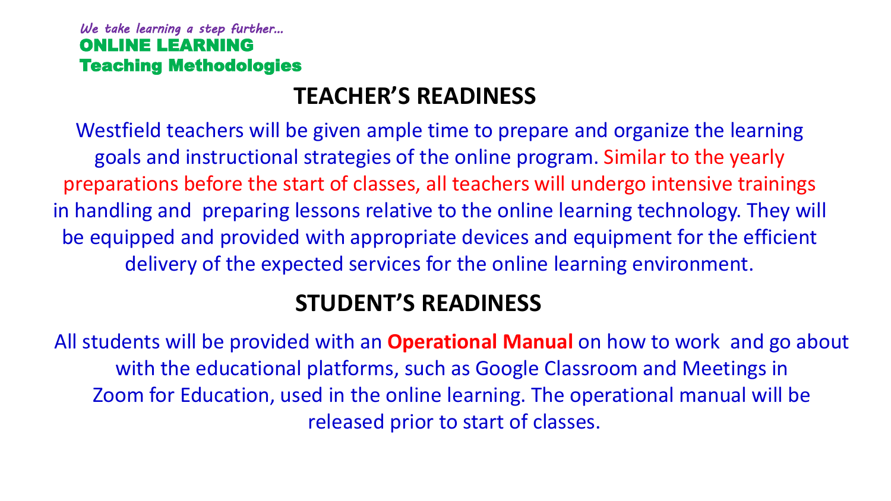*We take learning a step further...*

**ONLINE LEARNING**

**Teaching Methodologies**

## TEACHER'S READINESS

Westfield teachers will be given ample time to prepare and organize the learning goals and instructional strategies of the online program. Similar to the yearly preparations before the start of classes, all teachers will undergo intensive trainings in handling and preparing lessons relative to the online learning technology. They will be equipped and provided with appropriate devices and equipment for the efficient delivery of the expected services for the online learning environment.

## STUDENT'S READINESS

All students will be provided with an **Operational Manual** on how to work and go about with the educational platforms, such as Google Classroom and Meetings in Zoom for Education, used in the online learning. The operational manual will be released prior to start of classes.